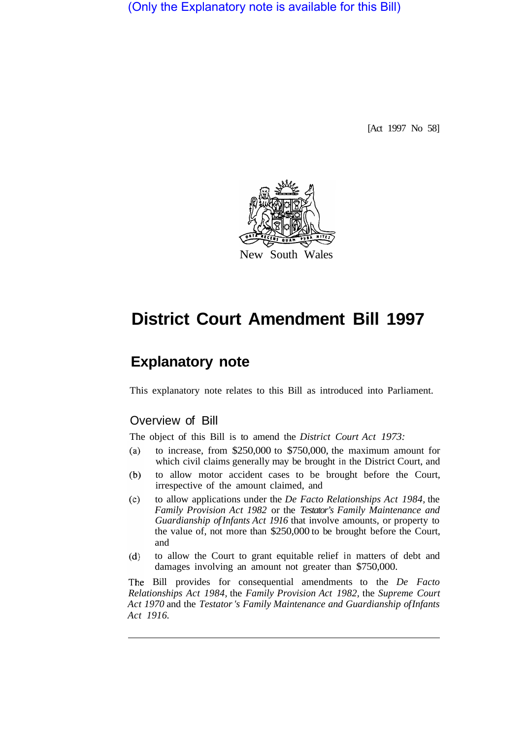(Only the Explanatory note is available for this Bill)

[Act 1997 No 58]

New South Wales

# District Court Amendment Bill 1997

## Explanatory note

This explanatory note relates to this Bill as introduced into Parliament.

### Overview of Bill

The object of this Bill is to amend the *District Court Act 1973:*

(a) to increase, from $250,000 to $750,000, the maximum amount for which civil claims generally may be brought in the District Court, and

(b) to allow motor accident cases to be brought before the Court, irrespective of the amount claimed, and

(c) to allow applications under the *De Facto Relationships Act 1984*, the *Family Provision Act 1982* or the *Testator's Family Maintenance and Guardianship of Infants Act 1916* that involve amounts, or property to the value of, not more than $250,000 to be brought before the Court, and

(d) to allow the Court to grant equitable relief in matters of debt and damages involving an amount not greater than $750,000.

The Bill provides for consequential amendments to the *De Facto Relationships Act 1984*, the *Family Provision Act 1982*, the *Supreme Court Act 1970* and the *Testator's Family Maintenance and Guardianship of Infants Act 1916*.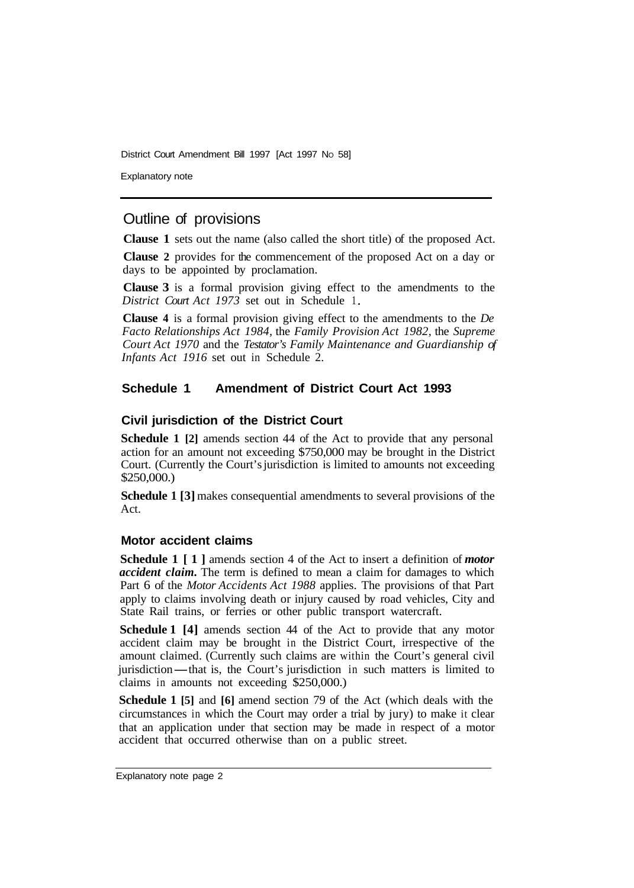## Outline of provisions

**Clause 1** sets out the name (also called the short title) of the proposed Act.

**Clause 2** provides for the commencement of the proposed Act on a day or days to be appointed by proclamation.

**Clause 3** is a formal provision giving effect to the amendments to the *District Court Act 1973* set out in Schedule 1.

**Clause 4** is a formal provision giving effect to the amendments to the *De Facto Relationships Act 1984,* the *Family Provision Act 1982,* the *Supreme Court Act 1970* and the *Testator's Family Maintenance and Guardianship of Infants Act 1916* set out in Schedule 2.

### Schedule 1 Amendment of District Court Act 1993

#### Civil jurisdiction of the District Court

**Schedule 1 [2]** amends section 44 of the Act to provide that any personal action for an amount not exceeding $750,000 may be brought in the District Court. (Currently the Court's jurisdiction is limited to amounts not exceeding $250,000.)

**Schedule 1 [3]** makes consequential amendments to several provisions of the Act.

#### Motor accident claims

**Schedule 1 [1]** amends section 4 of the Act to insert a definition of ***motor accident claim.*** The term is defined to mean a claim for damages to which Part 6 of the *Motor Accidents Act 1988* applies. The provisions of that Part apply to claims involving death or injury caused by road vehicles, City and State Rail trains, or ferries or other public transport watercraft.

**Schedule 1 [4]** amends section 44 of the Act to provide that any motor accident claim may be brought in the District Court, irrespective of the amount claimed. (Currently such claims are within the Court's general civil jurisdiction—that is, the Court's jurisdiction in such matters is limited to claims in amounts not exceeding $250,000.)

**Schedule 1 [5]** and **[6]** amend section 79 of the Act (which deals with the circumstances in which the Court may order a trial by jury) to make it clear that an application under that section may be made in respect of a motor accident that occurred otherwise than on a public street.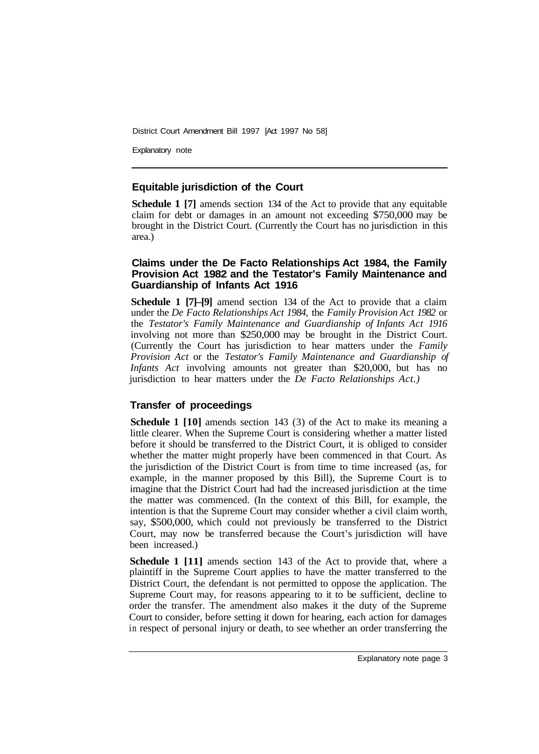## Equitable jurisdiction of the Court

**Schedule 1 [7]** amends section 134 of the Act to provide that any equitable claim for debt or damages in an amount not exceeding $750,000 may be brought in the District Court. (Currently the Court has no jurisdiction in this area.)

## Claims under the De Facto Relationships Act 1984, the Family Provision Act 1982 and the Testator's Family Maintenance and Guardianship of Infants Act 1916

**Schedule 1 [7]–[9]** amend section 134 of the Act to provide that a claim under the *De Facto Relationships Act 1984,* the *Family Provision Act 1982* or the *Testator's Family Maintenance and Guardianship of Infants Act 1916* involving not more than $250,000 may be brought in the District Court. (Currently the Court has jurisdiction to hear matters under the *Family Provision Act* or the *Testator's Family Maintenance and Guardianship of Infants Act* involving amounts not greater than $20,000, but has no jurisdiction to hear matters under the *De Facto Relationships Act.)*

## Transfer of proceedings

**Schedule 1 [10]** amends section 143 (3) of the Act to make its meaning a little clearer. When the Supreme Court is considering whether a matter listed before it should be transferred to the District Court, it is obliged to consider whether the matter might properly have been commenced in that Court. As the jurisdiction of the District Court is from time to time increased (as, for example, in the manner proposed by this Bill), the Supreme Court is to imagine that the District Court had had the increased jurisdiction at the time the matter was commenced. (In the context of this Bill, for example, the intention is that the Supreme Court may consider whether a civil claim worth, say, $500,000, which could not previously be transferred to the District Court, may now be transferred because the Court's jurisdiction will have been increased.)

**Schedule 1 [11]** amends section 143 of the Act to provide that, where a plaintiff in the Supreme Court applies to have the matter transferred to the District Court, the defendant is not permitted to oppose the application. The Supreme Court may, for reasons appearing to it to be sufficient, decline to order the transfer. The amendment also makes it the duty of the Supreme Court to consider, before setting it down for hearing, each action for damages in respect of personal injury or death, to see whether an order transferring the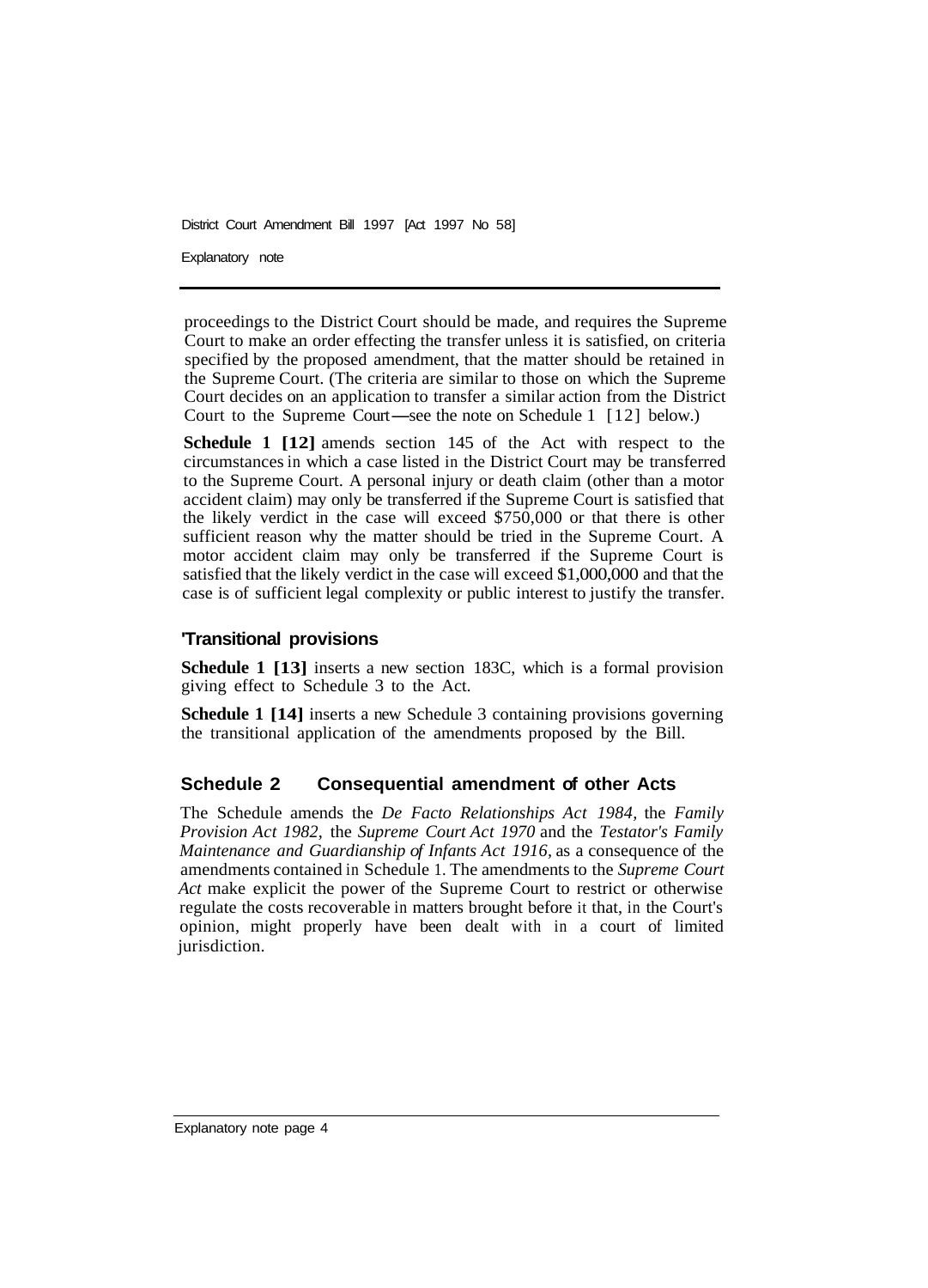proceedings to the District Court should be made, and requires the Supreme Court to make an order effecting the transfer unless it is satisfied, on criteria specified by the proposed amendment, that the matter should be retained in the Supreme Court. (The criteria are similar to those on which the Supreme Court decides on an application to transfer a similar action from the District Court to the Supreme Court—see the note on Schedule 1 [12] below.)

**Schedule 1 [12]** amends section 145 of the Act with respect to the circumstances in which a case listed in the District Court may be transferred to the Supreme Court. A personal injury or death claim (other than a motor accident claim) may only be transferred if the Supreme Court is satisfied that the likely verdict in the case will exceed $750,000 or that there is other sufficient reason why the matter should be tried in the Supreme Court. A motor accident claim may only be transferred if the Supreme Court is satisfied that the likely verdict in the case will exceed $1,000,000 and that the case is of sufficient legal complexity or public interest to justify the transfer.

### Transitional provisions

**Schedule 1 [13]** inserts a new section 183C, which is a formal provision giving effect to Schedule 3 to the Act.

**Schedule 1 [14]** inserts a new Schedule 3 containing provisions governing the transitional application of the amendments proposed by the Bill.

## Schedule 2 Consequential amendment of other Acts

The Schedule amends the *De Facto Relationships Act 1984,* the *Family Provision Act 1982,* the *Supreme Court Act 1970* and the *Testator's Family Maintenance and Guardianship of Infants Act 1916,* as a consequence of the amendments contained in Schedule 1. The amendments to the *Supreme Court Act* make explicit the power of the Supreme Court to restrict or otherwise regulate the costs recoverable in matters brought before it that, in the Court's opinion, might properly have been dealt with in a court of limited jurisdiction.